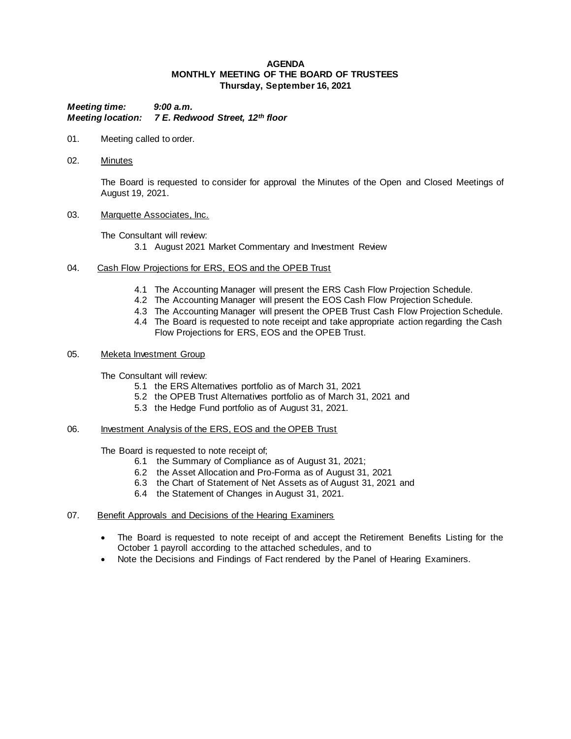# AGENDA
## MONTHLY MEETING OF THE BOARD OF TRUSTEES
### Thursday, September 16, 2021

***Meeting time:*** ***9:00 a.m.***
***Meeting location:*** ***7 E. Redwood Street, 12th floor***

01. Meeting called to order.

02. Minutes

    The Board is requested to consider for approval the Minutes of the Open and Closed Meetings of August 19, 2021.

03. Marquette Associates, Inc.

    The Consultant will review:
    3.1 August 2021 Market Commentary and Investment Review

04. Cash Flow Projections for ERS, EOS and the OPEB Trust

    4.1 The Accounting Manager will present the ERS Cash Flow Projection Schedule.
    4.2 The Accounting Manager will present the EOS Cash Flow Projection Schedule.
    4.3 The Accounting Manager will present the OPEB Trust Cash Flow Projection Schedule.
    4.4 The Board is requested to note receipt and take appropriate action regarding the Cash Flow Projections for ERS, EOS and the OPEB Trust.

05. Meketa Investment Group

    The Consultant will review:
    5.1 the ERS Alternatives portfolio as of March 31, 2021
    5.2 the OPEB Trust Alternatives portfolio as of March 31, 2021 and
    5.3 the Hedge Fund portfolio as of August 31, 2021.

06. Investment Analysis of the ERS, EOS and the OPEB Trust

    The Board is requested to note receipt of;
    6.1 the Summary of Compliance as of August 31, 2021;
    6.2 the Asset Allocation and Pro-Forma as of August 31, 2021
    6.3 the Chart of Statement of Net Assets as of August 31, 2021 and
    6.4 the Statement of Changes in August 31, 2021.

07. Benefit Approvals and Decisions of the Hearing Examiners

    - The Board is requested to note receipt of and accept the Retirement Benefits Listing for the October 1 payroll according to the attached schedules, and to
    - Note the Decisions and Findings of Fact rendered by the Panel of Hearing Examiners.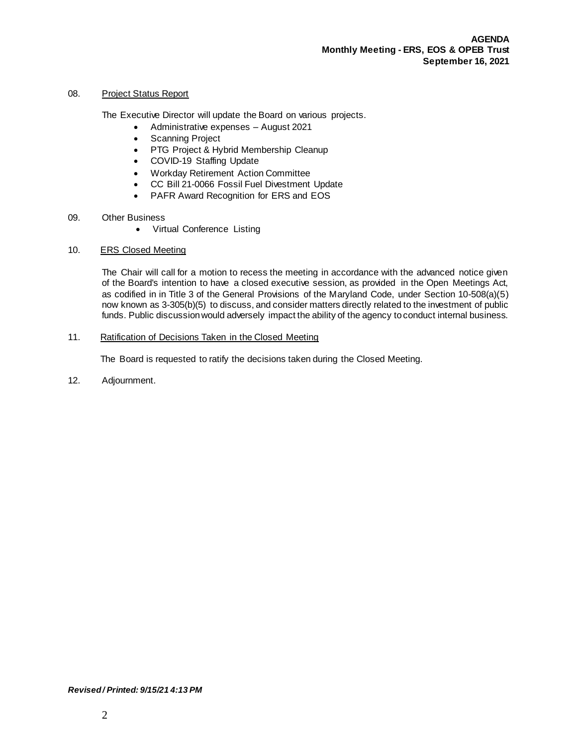08. Project Status Report

The Executive Director will update the Board on various projects.

- Administrative expenses – August 2021
- Scanning Project
- PTG Project & Hybrid Membership Cleanup
- COVID-19 Staffing Update
- Workday Retirement Action Committee
- CC Bill 21-0066 Fossil Fuel Divestment Update
- PAFR Award Recognition for ERS and EOS

09. Other Business

- Virtual Conference Listing

10. ERS Closed Meeting

The Chair will call for a motion to recess the meeting in accordance with the advanced notice given of the Board's intention to have a closed executive session, as provided in the Open Meetings Act, as codified in in Title 3 of the General Provisions of the Maryland Code, under Section 10-508(a)(5) now known as 3-305(b)(5) to discuss, and consider matters directly related to the investment of public funds. Public discussion would adversely impact the ability of the agency to conduct internal business.

11. Ratification of Decisions Taken in the Closed Meeting

The Board is requested to ratify the decisions taken during the Closed Meeting.

12. Adjournment.

*Revised / Printed: 9/15/21 4:13 PM*